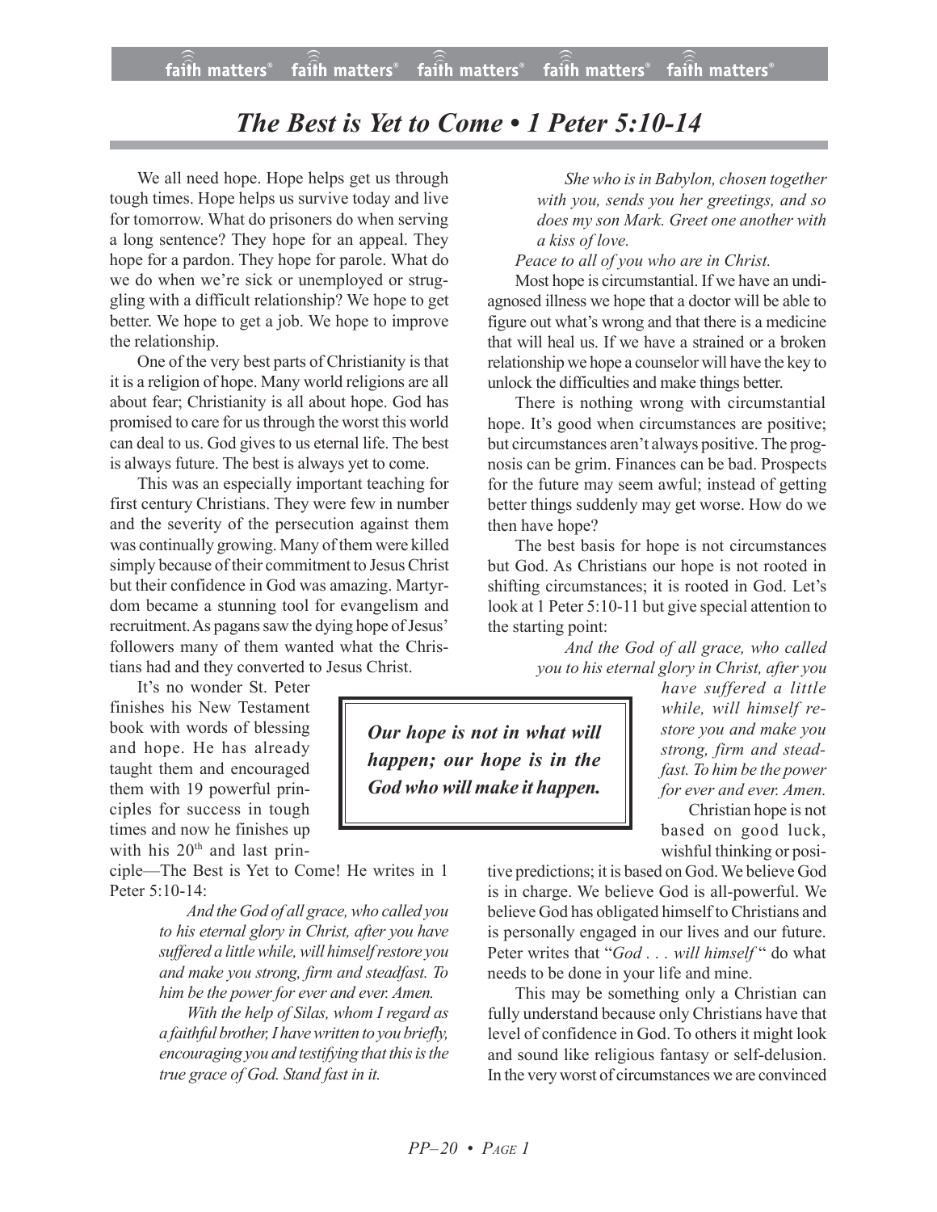# The Best is Yet to Come • 1 Peter 5:10-14

We all need hope. Hope helps get us through tough times. Hope helps us survive today and live for tomorrow. What do prisoners do when serving a long sentence? They hope for an appeal. They hope for a pardon. They hope for parole. What do we do when we're sick or unemployed or struggling with a difficult relationship? We hope to get better. We hope to get a job. We hope to improve the relationship.

One of the very best parts of Christianity is that it is a religion of hope. Many world religions are all about fear; Christianity is all about hope. God has promised to care for us through the worst this world can deal to us. God gives to us eternal life. The best is always future. The best is always yet to come.

This was an especially important teaching for first century Christians. They were few in number and the severity of the persecution against them was continually growing. Many of them were killed simply because of their commitment to Jesus Christ but their confidence in God was amazing. Martyrdom became a stunning tool for evangelism and recruitment. As pagans saw the dying hope of Jesus' followers many of them wanted what the Christians had and they converted to Jesus Christ.

It's no wonder St. Peter finishes his New Testament book with words of blessing and hope. He has already taught them and encouraged them with 19 powerful principles for success in tough times and now he finishes up with his 20th and last principle—The Best is Yet to Come! He writes in 1 Peter 5:10-14:

> *And the God of all grace, who called you to his eternal glory in Christ, after you have suffered a little while, will himself restore you and make you strong, firm and steadfast. To him be the power for ever and ever. Amen.*
>
> *With the help of Silas, whom I regard as a faithful brother, I have written to you briefly, encouraging you and testifying that this is the true grace of God. Stand fast in it.*
>
> *She who is in Babylon, chosen together with you, sends you her greetings, and so does my son Mark. Greet one another with a kiss of love.*
>
> *Peace to all of you who are in Christ.*

Most hope is circumstantial. If we have an undiagnosed illness we hope that a doctor will be able to figure out what's wrong and that there is a medicine that will heal us. If we have a strained or a broken relationship we hope a counselor will have the key to unlock the difficulties and make things better.

There is nothing wrong with circumstantial hope. It's good when circumstances are positive; but circumstances aren't always positive. The prognosis can be grim. Finances can be bad. Prospects for the future may seem awful; instead of getting better things suddenly may get worse. How do we then have hope?

The best basis for hope is not circumstances but God. As Christians our hope is not rooted in shifting circumstances; it is rooted in God. Let's look at 1 Peter 5:10-11 but give special attention to the starting point:

> *And the God of all grace, who called you to his eternal glory in Christ, after you have suffered a little while, will himself restore you and make you strong, firm and steadfast. To him be the power for ever and ever. Amen.*

> ***Our hope is not in what will happen; our hope is in the God who will make it happen.***

Christian hope is not based on good luck, wishful thinking or positive predictions; it is based on God. We believe God is in charge. We believe God is all-powerful. We believe God has obligated himself to Christians and is personally engaged in our lives and our future. Peter writes that "*God . . . will himself* " do what needs to be done in your life and mine.

This may be something only a Christian can fully understand because only Christians have that level of confidence in God. To others it might look and sound like religious fantasy or self-delusion. In the very worst of circumstances we are convinced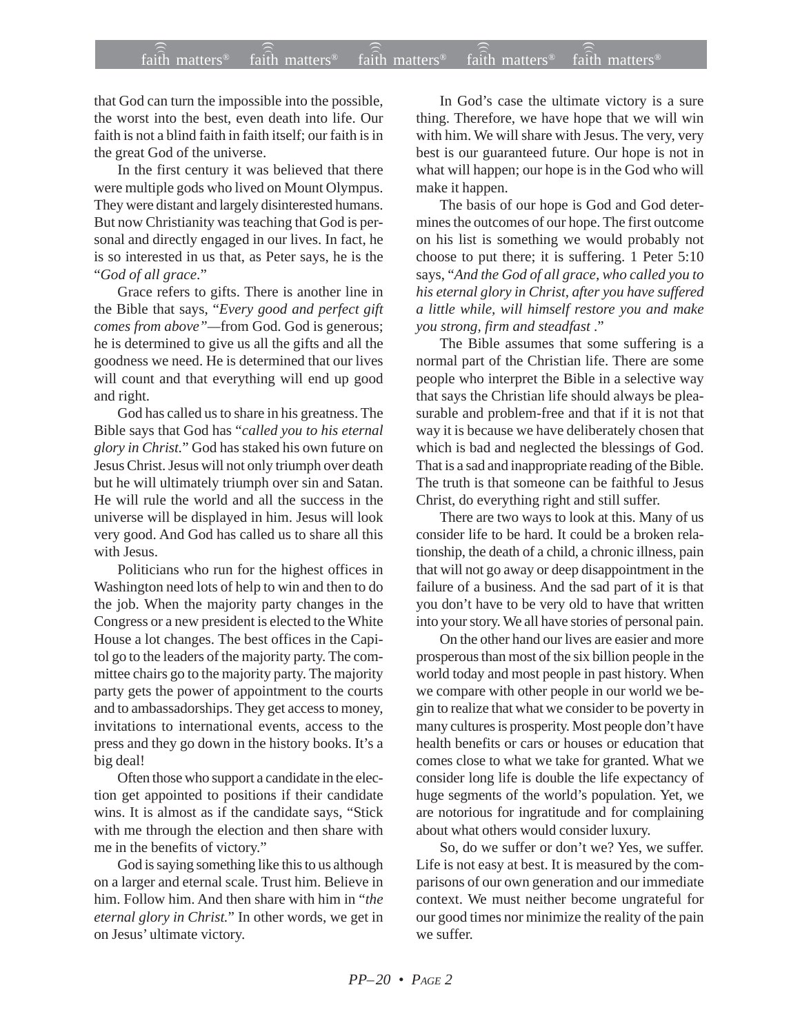that God can turn the impossible into the possible, the worst into the best, even death into life. Our faith is not a blind faith in faith itself; our faith is in the great God of the universe.

In the first century it was believed that there were multiple gods who lived on Mount Olympus. They were distant and largely disinterested humans. But now Christianity was teaching that God is personal and directly engaged in our lives. In fact, he is so interested in us that, as Peter says, he is the "*God of all grace.*"

Grace refers to gifts. There is another line in the Bible that says, "*Every good and perfect gift comes from above"*—from God. God is generous; he is determined to give us all the gifts and all the goodness we need. He is determined that our lives will count and that everything will end up good and right.

God has called us to share in his greatness. The Bible says that God has "*called you to his eternal glory in Christ.*" God has staked his own future on Jesus Christ. Jesus will not only triumph over death but he will ultimately triumph over sin and Satan. He will rule the world and all the success in the universe will be displayed in him. Jesus will look very good. And God has called us to share all this with Jesus.

Politicians who run for the highest offices in Washington need lots of help to win and then to do the job. When the majority party changes in the Congress or a new president is elected to the White House a lot changes. The best offices in the Capitol go to the leaders of the majority party. The committee chairs go to the majority party. The majority party gets the power of appointment to the courts and to ambassadorships. They get access to money, invitations to international events, access to the press and they go down in the history books. It's a big deal!

Often those who support a candidate in the election get appointed to positions if their candidate wins. It is almost as if the candidate says, "Stick with me through the election and then share with me in the benefits of victory."

God is saying something like this to us although on a larger and eternal scale. Trust him. Believe in him. Follow him. And then share with him in "*the eternal glory in Christ.*" In other words, we get in on Jesus' ultimate victory.

In God's case the ultimate victory is a sure thing. Therefore, we have hope that we will win with him. We will share with Jesus. The very, very best is our guaranteed future. Our hope is not in what will happen; our hope is in the God who will make it happen.

The basis of our hope is God and God determines the outcomes of our hope. The first outcome on his list is something we would probably not choose to put there; it is suffering. 1 Peter 5:10 says, "*And the God of all grace, who called you to his eternal glory in Christ, after you have suffered a little while, will himself restore you and make you strong, firm and steadfast* ."

The Bible assumes that some suffering is a normal part of the Christian life. There are some people who interpret the Bible in a selective way that says the Christian life should always be pleasurable and problem-free and that if it is not that way it is because we have deliberately chosen that which is bad and neglected the blessings of God. That is a sad and inappropriate reading of the Bible. The truth is that someone can be faithful to Jesus Christ, do everything right and still suffer.

There are two ways to look at this. Many of us consider life to be hard. It could be a broken relationship, the death of a child, a chronic illness, pain that will not go away or deep disappointment in the failure of a business. And the sad part of it is that you don't have to be very old to have that written into your story. We all have stories of personal pain.

On the other hand our lives are easier and more prosperous than most of the six billion people in the world today and most people in past history. When we compare with other people in our world we begin to realize that what we consider to be poverty in many cultures is prosperity. Most people don't have health benefits or cars or houses or education that comes close to what we take for granted. What we consider long life is double the life expectancy of huge segments of the world's population. Yet, we are notorious for ingratitude and for complaining about what others would consider luxury.

So, do we suffer or don't we? Yes, we suffer. Life is not easy at best. It is measured by the comparisons of our own generation and our immediate context. We must neither become ungrateful for our good times nor minimize the reality of the pain we suffer.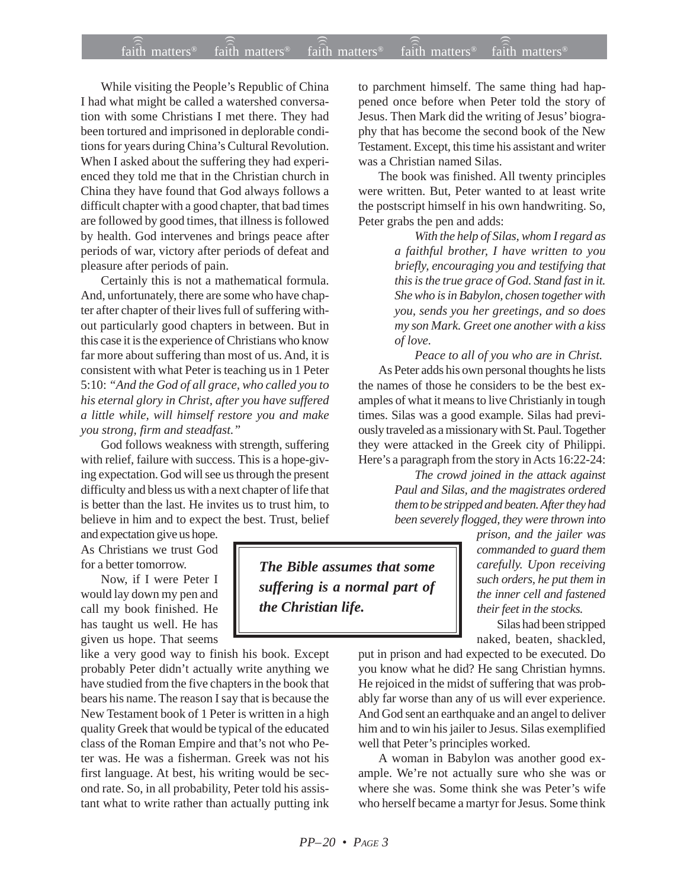While visiting the People's Republic of China I had what might be called a watershed conversation with some Christians I met there. They had been tortured and imprisoned in deplorable conditions for years during China's Cultural Revolution. When I asked about the suffering they had experienced they told me that in the Christian church in China they have found that God always follows a difficult chapter with a good chapter, that bad times are followed by good times, that illness is followed by health. God intervenes and brings peace after periods of war, victory after periods of defeat and pleasure after periods of pain.

Certainly this is not a mathematical formula. And, unfortunately, there are some who have chapter after chapter of their lives full of suffering without particularly good chapters in between. But in this case it is the experience of Christians who know far more about suffering than most of us. And, it is consistent with what Peter is teaching us in 1 Peter 5:10: *"And the God of all grace, who called you to his eternal glory in Christ, after you have suffered a little while, will himself restore you and make you strong, firm and steadfast."*

God follows weakness with strength, suffering with relief, failure with success. This is a hope-giving expectation. God will see us through the present difficulty and bless us with a next chapter of life that is better than the last. He invites us to trust him, to believe in him and to expect the best. Trust, belief and expectation give us hope. As Christians we trust God for a better tomorrow.

Now, if I were Peter I would lay down my pen and call my book finished. He has taught us well. He has given us hope. That seems like a very good way to finish his book. Except probably Peter didn't actually write anything we have studied from the five chapters in the book that bears his name. The reason I say that is because the New Testament book of 1 Peter is written in a high quality Greek that would be typical of the educated class of the Roman Empire and that's not who Peter was. He was a fisherman. Greek was not his first language. At best, his writing would be second rate. So, in all probability, Peter told his assistant what to write rather than actually putting ink to parchment himself. The same thing had happened once before when Peter told the story of Jesus. Then Mark did the writing of Jesus' biography that has become the second book of the New Testament. Except, this time his assistant and writer was a Christian named Silas.

> ***The Bible assumes that some suffering is a normal part of the Christian life.***

The book was finished. All twenty principles were written. But, Peter wanted to at least write the postscript himself in his own handwriting. So, Peter grabs the pen and adds:

> *With the help of Silas, whom I regard as a faithful brother, I have written to you briefly, encouraging you and testifying that this is the true grace of God. Stand fast in it. She who is in Babylon, chosen together with you, sends you her greetings, and so does my son Mark. Greet one another with a kiss of love.*
>
> *Peace to all of you who are in Christ.*

As Peter adds his own personal thoughts he lists the names of those he considers to be the best examples of what it means to live Christianly in tough times. Silas was a good example. Silas had previously traveled as a missionary with St. Paul. Together they were attacked in the Greek city of Philippi. Here's a paragraph from the story in Acts 16:22-24:

> *The crowd joined in the attack against Paul and Silas, and the magistrates ordered them to be stripped and beaten. After they had been severely flogged, they were thrown into prison, and the jailer was commanded to guard them carefully. Upon receiving such orders, he put them in the inner cell and fastened their feet in the stocks.*

Silas had been stripped naked, beaten, shackled, put in prison and had expected to be executed. Do you know what he did? He sang Christian hymns. He rejoiced in the midst of suffering that was probably far worse than any of us will ever experience. And God sent an earthquake and an angel to deliver him and to win his jailer to Jesus. Silas exemplified well that Peter's principles worked.

A woman in Babylon was another good example. We're not actually sure who she was or where she was. Some think she was Peter's wife who herself became a martyr for Jesus. Some think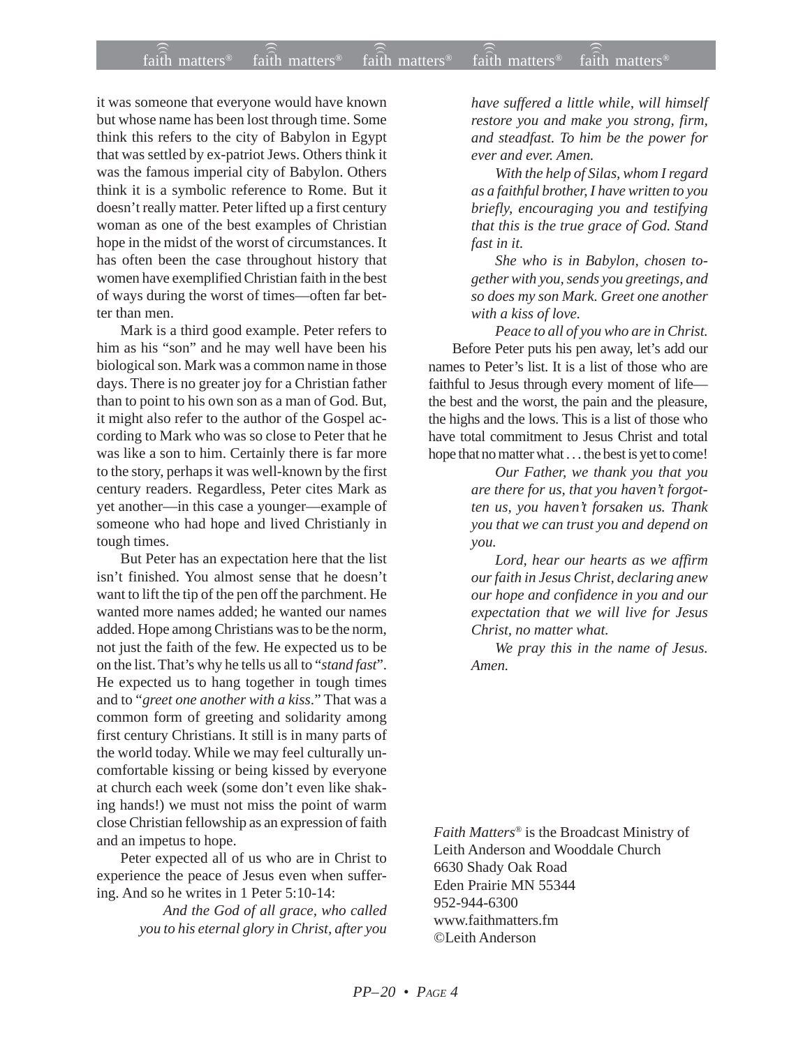it was someone that everyone would have known but whose name has been lost through time. Some think this refers to the city of Babylon in Egypt that was settled by ex-patriot Jews. Others think it was the famous imperial city of Babylon. Others think it is a symbolic reference to Rome. But it doesn't really matter. Peter lifted up a first century woman as one of the best examples of Christian hope in the midst of the worst of circumstances. It has often been the case throughout history that women have exemplified Christian faith in the best of ways during the worst of times—often far better than men.

Mark is a third good example. Peter refers to him as his "son" and he may well have been his biological son. Mark was a common name in those days. There is no greater joy for a Christian father than to point to his own son as a man of God. But, it might also refer to the author of the Gospel according to Mark who was so close to Peter that he was like a son to him. Certainly there is far more to the story, perhaps it was well-known by the first century readers. Regardless, Peter cites Mark as yet another—in this case a younger—example of someone who had hope and lived Christianly in tough times.

But Peter has an expectation here that the list isn't finished. You almost sense that he doesn't want to lift the tip of the pen off the parchment. He wanted more names added; he wanted our names added. Hope among Christians was to be the norm, not just the faith of the few. He expected us to be on the list. That's why he tells us all to "*stand fast*". He expected us to hang together in tough times and to "*greet one another with a kiss*." That was a common form of greeting and solidarity among first century Christians. It still is in many parts of the world today. While we may feel culturally uncomfortable kissing or being kissed by everyone at church each week (some don't even like shaking hands!) we must not miss the point of warm close Christian fellowship as an expression of faith and an impetus to hope.

Peter expected all of us who are in Christ to experience the peace of Jesus even when suffering. And so he writes in 1 Peter 5:10-14:

> *And the God of all grace, who called you to his eternal glory in Christ, after you have suffered a little while, will himself restore you and make you strong, firm, and steadfast. To him be the power for ever and ever. Amen.*
>
> *With the help of Silas, whom I regard as a faithful brother, I have written to you briefly, encouraging you and testifying that this is the true grace of God. Stand fast in it.*
>
> *She who is in Babylon, chosen together with you, sends you greetings, and so does my son Mark. Greet one another with a kiss of love.*
>
> *Peace to all of you who are in Christ.*

Before Peter puts his pen away, let's add our names to Peter's list. It is a list of those who are faithful to Jesus through every moment of life—the best and the worst, the pain and the pleasure, the highs and the lows. This is a list of those who have total commitment to Jesus Christ and total hope that no matter what . . . the best is yet to come!

> *Our Father, we thank you that you are there for us, that you haven't forgotten us, you haven't forsaken us. Thank you that we can trust you and depend on you.*
>
> *Lord, hear our hearts as we affirm our faith in Jesus Christ, declaring anew our hope and confidence in you and our expectation that we will live for Jesus Christ, no matter what.*
>
> *We pray this in the name of Jesus. Amen.*

*Faith Matters*® is the Broadcast Ministry of Leith Anderson and Wooddale Church
6630 Shady Oak Road
Eden Prairie MN 55344
952-944-6300
www.faithmatters.fm
©Leith Anderson

PP–20 • PAGE 4